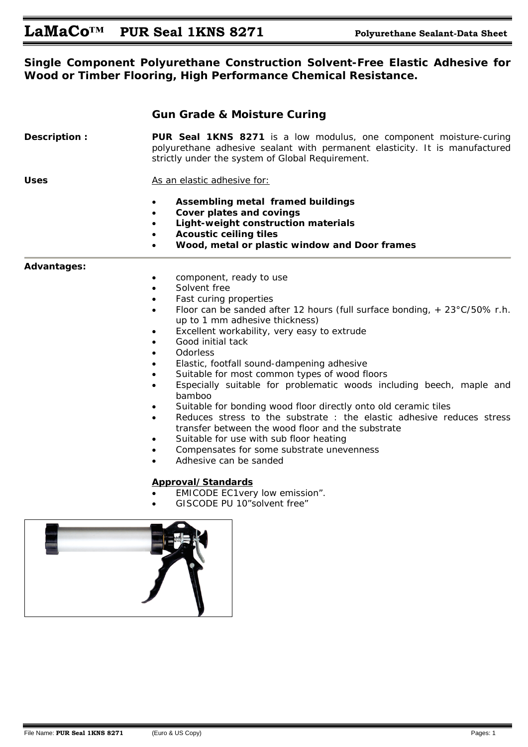# LaMaCo™ PUR Seal 1KNS 8271

**Polyurethane Sealant-Data Sheet**

## Single Component Polyurethane Construction Solvent-Free Elastic Adhesive for Wood or Timber Flooring, High Performance Chemical Resistance.

### Gun Grade & Moisture Curing

**Description :**

**PUR Seal 1KNS 8271** is a low modulus, one component moisture-curing polyurethane adhesive sealant with permanent elasticity. It is manufactured strictly under the system of Global Requirement.

**Uses**

As an elastic adhesive for:

- **Assembling metal framed buildings**
- **Cover plates and covings**
- **Light-weight construction materials**
- **Acoustic ceiling tiles**
- **Wood, metal or plastic window and Door frames**

**Advantages:**

- component, ready to use
- Solvent free
- Fast curing properties
- Floor can be sanded after 12 hours (full surface bonding, + 23°C/50% r.h. up to 1 mm adhesive thickness)
- Excellent workability, very easy to extrude
- Good initial tack
- Odorless
- Elastic, footfall sound-dampening adhesive
- Suitable for most common types of wood floors
- Especially suitable for problematic woods including beech, maple and bamboo
- Suitable for bonding wood floor directly onto old ceramic tiles
- Reduces stress to the substrate : the elastic adhesive reduces stress transfer between the wood floor and the substrate
- Suitable for use with sub floor heating
- Compensates for some substrate unevenness
- Adhesive can be sanded

**Approval/Standards**

- EMICODE EC1very low emission".
- GISCODE PU 10"solvent free"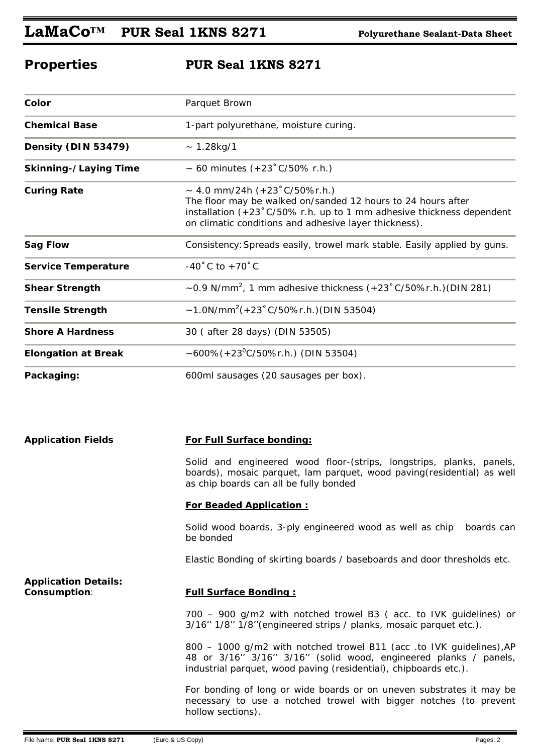## Properties — PUR Seal 1KNS 8271

| Property | PUR Seal 1KNS 8271 |
|---|---|
| **Color** | Parquet Brown |
| **Chemical Base** | 1-part polyurethane, moisture curing. |
| **Density (DIN 53479)** | ~ 1.28kg/1 |
| **Skinning-/Laying Time** | ~ 60 minutes (+23˚C/50% r.h.) |
| **Curing Rate** | ~ 4.0 mm/24h (+23˚C/50%r.h.) The floor may be walked on/sanded 12 hours to 24 hours after installation (+23˚C/50% r.h. up to 1 mm adhesive thickness dependent on climatic conditions and adhesive layer thickness). |
| **Sag Flow** | Consistency: Spreads easily, trowel mark stable. Easily applied by guns. |
| **Service Temperature** | -40˚C to +70˚C |
| **Shear Strength** | ~0.9 N/mm$^2$, 1 mm adhesive thickness (+23˚C/50%r.h.)(DIN 281) |
| **Tensile Strength** | ~1.0N/mm$^2$(+23˚C/50%r.h.)(DIN 53504) |
| **Shore A Hardness** | 30 ( after 28 days) (DIN 53505) |
| **Elongation at Break** | ~600%(+23$^0$C/50%r.h.) (DIN 53504) |
| **Packaging:** | 600ml sausages (20 sausages per box). |

**Application Fields**

**For Full Surface bonding:**

Solid and engineered wood floor-(strips, longstrips, planks, panels, boards), mosaic parquet, lam parquet, wood paving(residential) as well as chip boards can all be fully bonded

**For Beaded Application :**

Solid wood boards, 3-ply engineered wood as well as chip boards can be bonded

Elastic Bonding of skirting boards / baseboards and door thresholds etc.

**Application Details:**
**Consumption**:

**Full Surface Bonding :**

700 – 900 g/m2 with notched trowel B3 ( acc. to IVK guidelines) or 3/16'' 1/8'' 1/8''(engineered strips / planks, mosaic parquet etc.).

800 – 1000 g/m2 with notched trowel B11 (acc .to IVK guidelines),AP 48 or 3/16'' 3/16'' 3/16'' (solid wood, engineered planks / panels, industrial parquet, wood paving (residential), chipboards etc.).

For bonding of long or wide boards or on uneven substrates it may be necessary to use a notched trowel with bigger notches (to prevent hollow sections).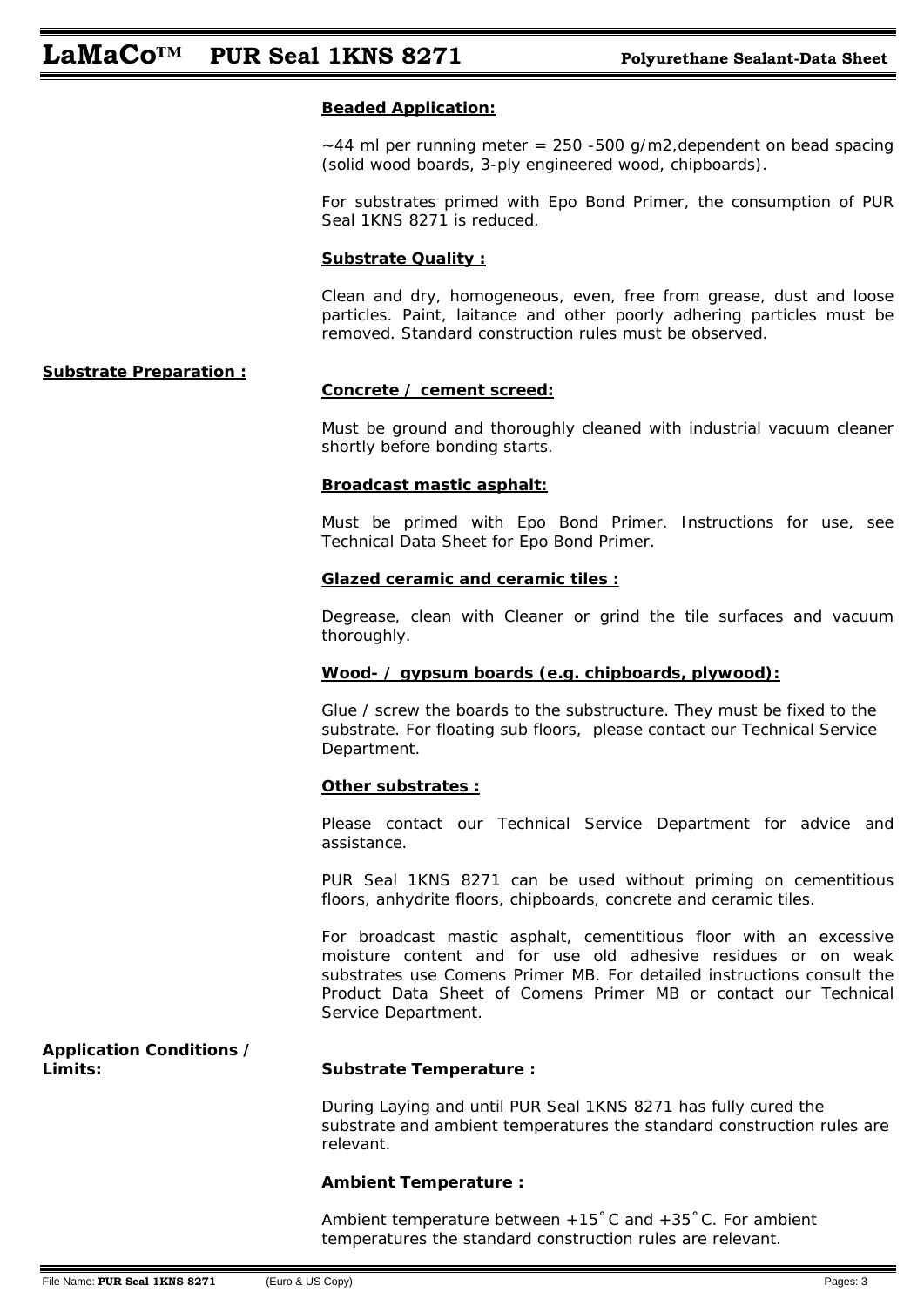**Beaded Application:**

~44 ml per running meter = 250 -500 g/m2,dependent on bead spacing (solid wood boards, 3-ply engineered wood, chipboards).

For substrates primed with Epo Bond Primer, the consumption of PUR Seal 1KNS 8271 is reduced.

**Substrate Quality :**

Clean and dry, homogeneous, even, free from grease, dust and loose particles. Paint, laitance and other poorly adhering particles must be removed. Standard construction rules must be observed.

**Substrate Preparation :**

**Concrete / cement screed:**

Must be ground and thoroughly cleaned with industrial vacuum cleaner shortly before bonding starts.

**Broadcast mastic asphalt:**

Must be primed with Epo Bond Primer. Instructions for use, see Technical Data Sheet for Epo Bond Primer.

**Glazed ceramic and ceramic tiles :**

Degrease, clean with Cleaner or grind the tile surfaces and vacuum thoroughly.

**Wood- / gypsum boards (e.g. chipboards, plywood):**

Glue / screw the boards to the substructure. They must be fixed to the substrate. For floating sub floors, please contact our Technical Service Department.

**Other substrates :**

Please contact our Technical Service Department for advice and assistance.

PUR Seal 1KNS 8271 can be used without priming on cementitious floors, anhydrite floors, chipboards, concrete and ceramic tiles.

For broadcast mastic asphalt, cementitious floor with an excessive moisture content and for use old adhesive residues or on weak substrates use Comens Primer MB. For detailed instructions consult the Product Data Sheet of Comens Primer MB or contact our Technical Service Department.

**Application Conditions / Limits:**

**Substrate Temperature :**

During Laying and until PUR Seal 1KNS 8271 has fully cured the substrate and ambient temperatures the standard construction rules are relevant.

**Ambient Temperature :**

Ambient temperature between +15˚C and +35˚C. For ambient temperatures the standard construction rules are relevant.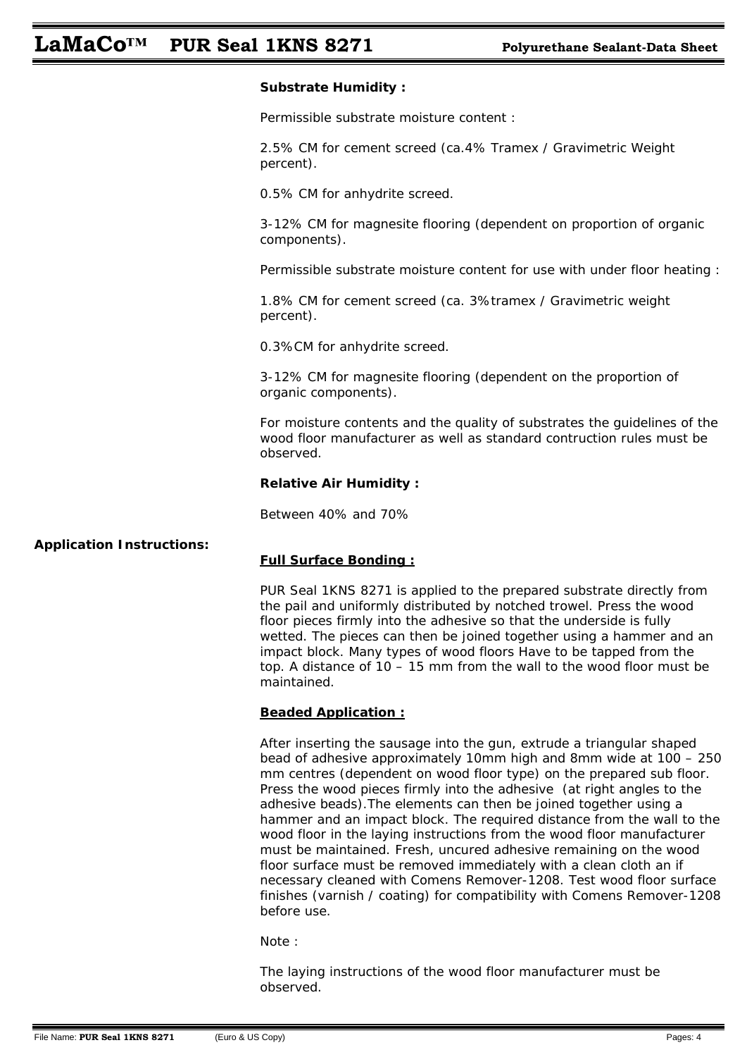**Substrate Humidity :**

Permissible substrate moisture content :

2.5% CM for cement screed (ca.4% Tramex / Gravimetric Weight percent).

0.5% CM for anhydrite screed.

3-12% CM for magnesite flooring (dependent on proportion of organic components).

Permissible substrate moisture content for use with under floor heating :

1.8% CM for cement screed (ca. 3% tramex / Gravimetric weight percent).

0.3% CM for anhydrite screed.

3-12% CM for magnesite flooring (dependent on the proportion of organic components).

For moisture contents and the quality of substrates the guidelines of the wood floor manufacturer as well as standard contruction rules must be observed.

**Relative Air Humidity :**

Between 40% and 70%

**Application Instructions:**

**Full Surface Bonding :**

PUR Seal 1KNS 8271 is applied to the prepared substrate directly from the pail and uniformly distributed by notched trowel. Press the wood floor pieces firmly into the adhesive so that the underside is fully wetted. The pieces can then be joined together using a hammer and an impact block. Many types of wood floors Have to be tapped from the top. A distance of 10 – 15 mm from the wall to the wood floor must be maintained.

**Beaded Application :**

After inserting the sausage into the gun, extrude a triangular shaped bead of adhesive approximately 10mm high and 8mm wide at 100 – 250 mm centres (dependent on wood floor type) on the prepared sub floor. Press the wood pieces firmly into the adhesive (at right angles to the adhesive beads).The elements can then be joined together using a hammer and an impact block. The required distance from the wall to the wood floor in the laying instructions from the wood floor manufacturer must be maintained. Fresh, uncured adhesive remaining on the wood floor surface must be removed immediately with a clean cloth an if necessary cleaned with Comens Remover-1208. Test wood floor surface finishes (varnish / coating) for compatibility with Comens Remover-1208 before use.

Note :

The laying instructions of the wood floor manufacturer must be observed.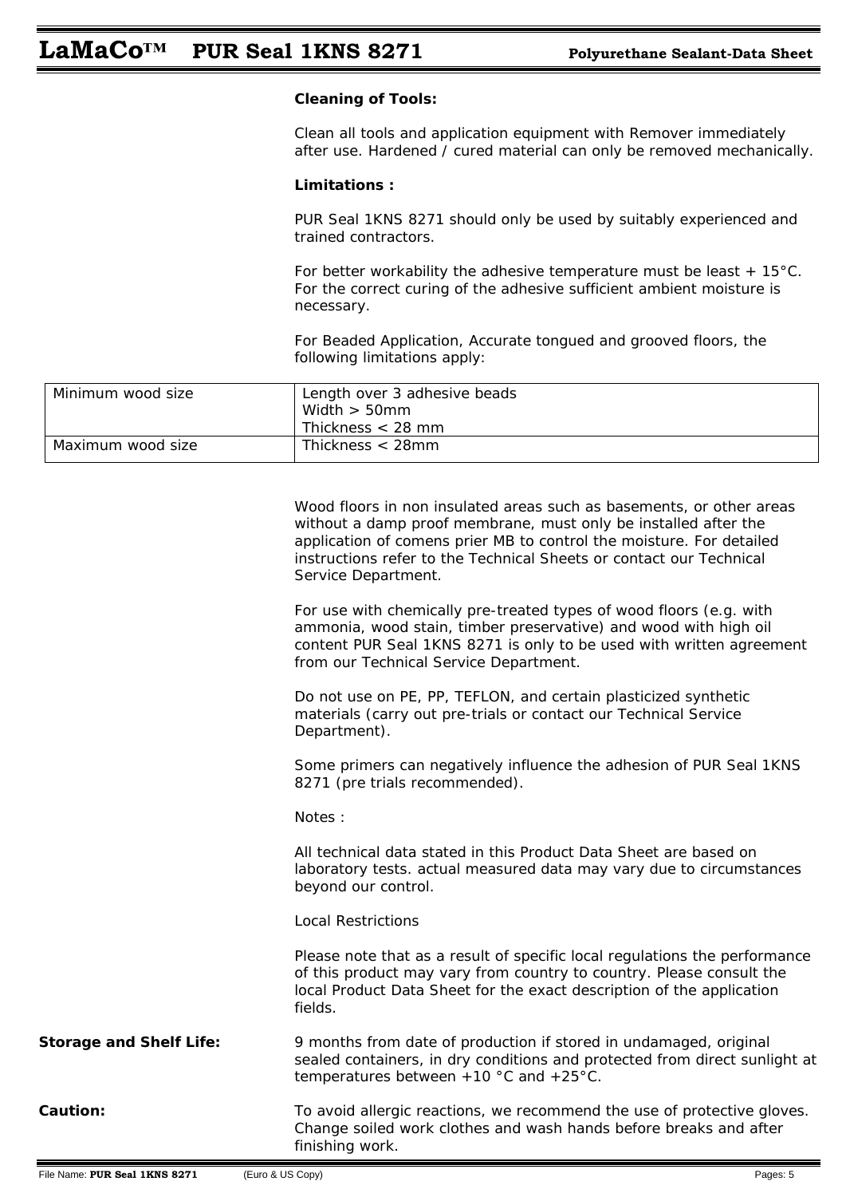**Cleaning of Tools:**

Clean all tools and application equipment with Remover immediately after use. Hardened / cured material can only be removed mechanically.

**Limitations :**

PUR Seal 1KNS 8271 should only be used by suitably experienced and trained contractors.

For better workability the adhesive temperature must be least + 15°C. For the correct curing of the adhesive sufficient ambient moisture is necessary.

For Beaded Application, Accurate tongued and grooved floors, the following limitations apply:

| | |
|---|---|
| Minimum wood size | Length over 3 adhesive beads<br>Width > 50mm<br>Thickness < 28 mm |
| Maximum wood size | Thickness < 28mm |

Wood floors in non insulated areas such as basements, or other areas without a damp proof membrane, must only be installed after the application of comens prier MB to control the moisture. For detailed instructions refer to the Technical Sheets or contact our Technical Service Department.

For use with chemically pre-treated types of wood floors (e.g. with ammonia, wood stain, timber preservative) and wood with high oil content PUR Seal 1KNS 8271 is only to be used with written agreement from our Technical Service Department.

Do not use on PE, PP, TEFLON, and certain plasticized synthetic materials (carry out pre-trials or contact our Technical Service Department).

Some primers can negatively influence the adhesion of PUR Seal 1KNS 8271 (pre trials recommended).

Notes :

All technical data stated in this Product Data Sheet are based on laboratory tests. actual measured data may vary due to circumstances beyond our control.

Local Restrictions

Please note that as a result of specific local regulations the performance of this product may vary from country to country. Please consult the local Product Data Sheet for the exact description of the application fields.

**Storage and Shelf Life:** 9 months from date of production if stored in undamaged, original sealed containers, in dry conditions and protected from direct sunlight at temperatures between +10 °C and +25°C.

**Caution:** To avoid allergic reactions, we recommend the use of protective gloves. Change soiled work clothes and wash hands before breaks and after finishing work.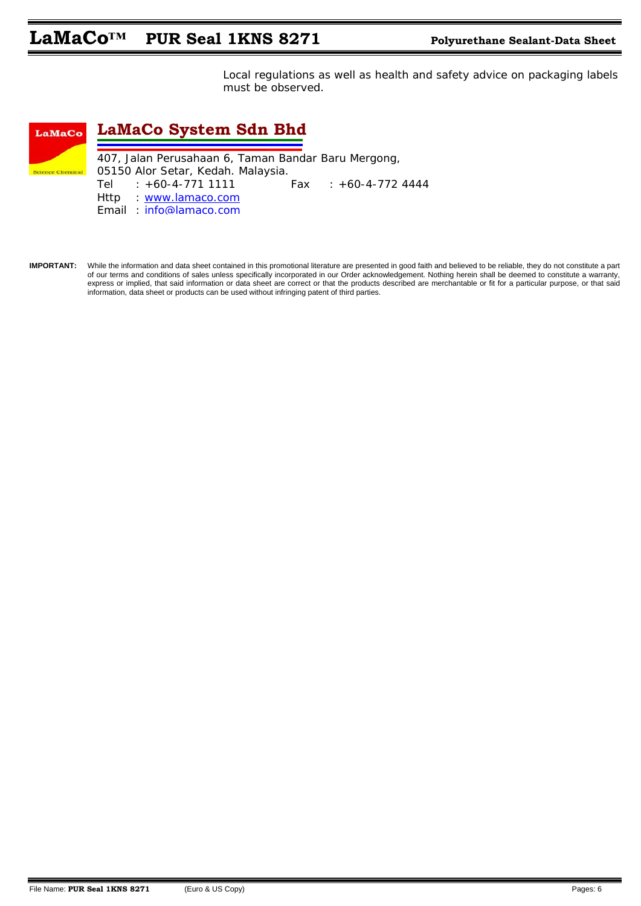Local regulations as well as health and safety advice on packaging labels must be observed.

LaMaCo

Science Chemical

## LaMaCo System Sdn Bhd

407, Jalan Perusahaan 6, Taman Bandar Baru Mergong,
05150 Alor Setar, Kedah. Malaysia.
Tel : +60-4-771 1111 Fax : +60-4-772 4444
Http : www.lamaco.com
Email : info@lamaco.com

**IMPORTANT:** While the information and data sheet contained in this promotional literature are presented in good faith and believed to be reliable, they do not constitute a part of our terms and conditions of sales unless specifically incorporated in our Order acknowledgement. Nothing herein shall be deemed to constitute a warranty, express or implied, that said information or data sheet are correct or that the products described are merchantable or fit for a particular purpose, or that said information, data sheet or products can be used without infringing patent of third parties.